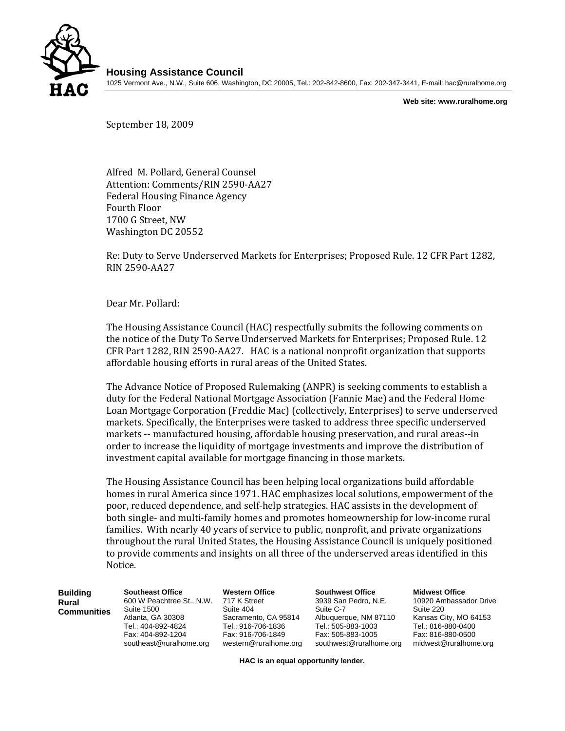**Housing Assistance Council**

1025 Vermont Ave., N.W., Suite 606, Washington, DC 20005, Tel.: 202-842-8600, Fax: 202-347-3441, E-mail: hac@ruralhome.org

**Web site: www.ruralhome.org**

September 18, 2009

Alfred M. Pollard, General Counsel
Attention: Comments/RIN 2590-AA27
Federal Housing Finance Agency
Fourth Floor
1700 G Street, NW
Washington DC 20552

Re: Duty to Serve Underserved Markets for Enterprises; Proposed Rule. 12 CFR Part 1282, RIN 2590-AA27

Dear Mr. Pollard:

The Housing Assistance Council (HAC) respectfully submits the following comments on the notice of the Duty To Serve Underserved Markets for Enterprises; Proposed Rule. 12 CFR Part 1282, RIN 2590-AA27. HAC is a national nonprofit organization that supports affordable housing efforts in rural areas of the United States.

The Advance Notice of Proposed Rulemaking (ANPR) is seeking comments to establish a duty for the Federal National Mortgage Association (Fannie Mae) and the Federal Home Loan Mortgage Corporation (Freddie Mac) (collectively, Enterprises) to serve underserved markets. Specifically, the Enterprises were tasked to address three specific underserved markets -- manufactured housing, affordable housing preservation, and rural areas--in order to increase the liquidity of mortgage investments and improve the distribution of investment capital available for mortgage financing in those markets.

The Housing Assistance Council has been helping local organizations build affordable homes in rural America since 1971. HAC emphasizes local solutions, empowerment of the poor, reduced dependence, and self-help strategies. HAC assists in the development of both single- and multi-family homes and promotes homeownership for low-income rural families. With nearly 40 years of service to public, nonprofit, and private organizations throughout the rural United States, the Housing Assistance Council is uniquely positioned to provide comments and insights on all three of the underserved areas identified in this Notice.

**Building Rural Communities**

**Southeast Office**
600 W Peachtree St., N.W.
Suite 1500
Atlanta, GA 30308
Tel.: 404-892-4824
Fax: 404-892-1204
southeast@ruralhome.org

**Western Office**
717 K Street
Suite 404
Sacramento, CA 95814
Tel.: 916-706-1836
Fax: 916-706-1849
western@ruralhome.org

**Southwest Office**
3939 San Pedro, N.E.
Suite C-7
Albuquerque, NM 87110
Tel.: 505-883-1003
Fax: 505-883-1005
southwest@ruralhome.org

**Midwest Office**
10920 Ambassador Drive
Suite 220
Kansas City, MO 64153
Tel.: 816-880-0400
Fax: 816-880-0500
midwest@ruralhome.org

**HAC is an equal opportunity lender.**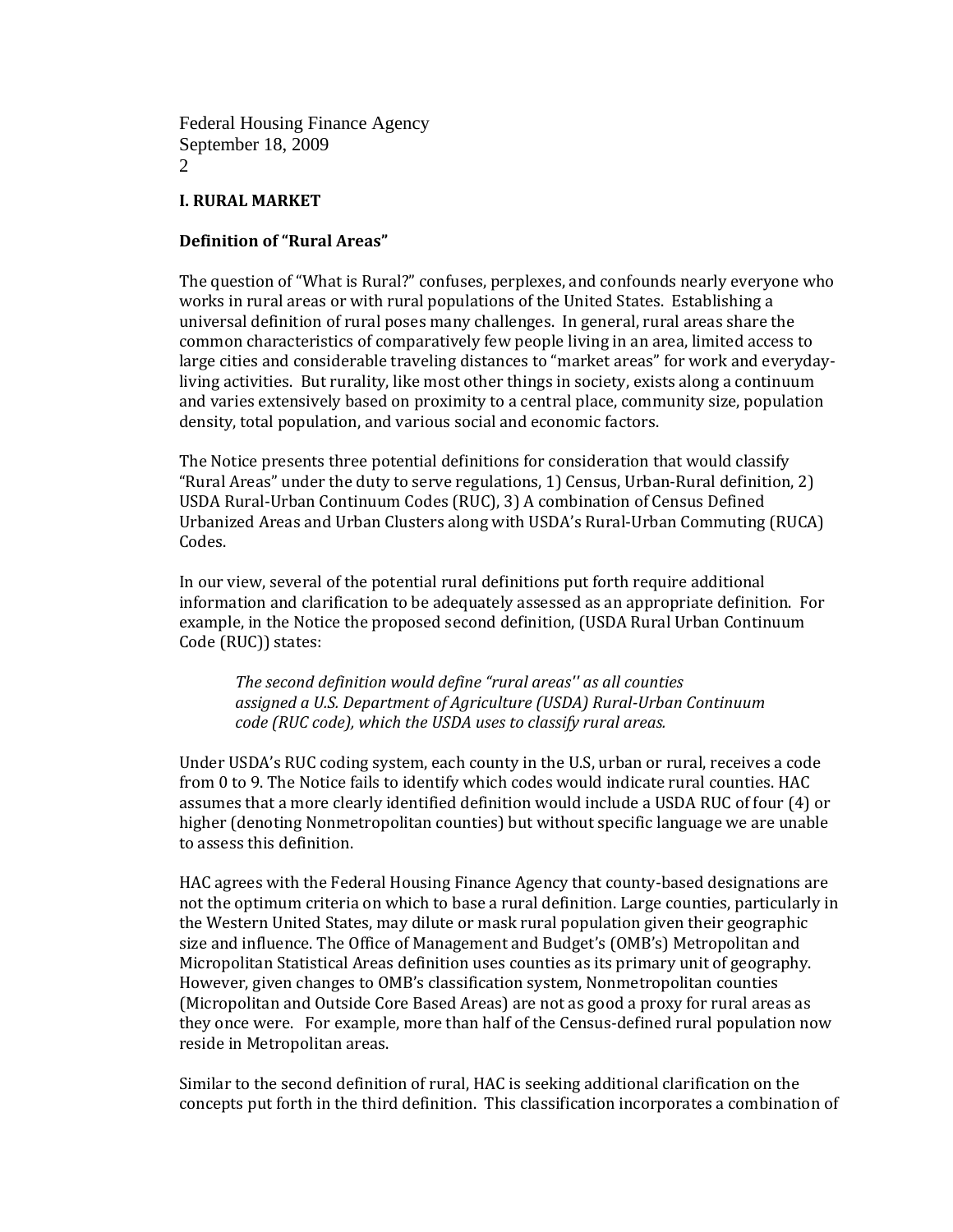**I. RURAL MARKET**

**Definition of "Rural Areas"**

The question of "What is Rural?" confuses, perplexes, and confounds nearly everyone who works in rural areas or with rural populations of the United States. Establishing a universal definition of rural poses many challenges. In general, rural areas share the common characteristics of comparatively few people living in an area, limited access to large cities and considerable traveling distances to "market areas" for work and everyday-living activities. But rurality, like most other things in society, exists along a continuum and varies extensively based on proximity to a central place, community size, population density, total population, and various social and economic factors.

The Notice presents three potential definitions for consideration that would classify "Rural Areas" under the duty to serve regulations, 1) Census, Urban-Rural definition, 2) USDA Rural-Urban Continuum Codes (RUC), 3) A combination of Census Defined Urbanized Areas and Urban Clusters along with USDA's Rural-Urban Commuting (RUCA) Codes.

In our view, several of the potential rural definitions put forth require additional information and clarification to be adequately assessed as an appropriate definition. For example, in the Notice the proposed second definition, (USDA Rural Urban Continuum Code (RUC)) states:

> *The second definition would define "rural areas'' as all counties assigned a U.S. Department of Agriculture (USDA) Rural-Urban Continuum code (RUC code), which the USDA uses to classify rural areas.*

Under USDA's RUC coding system, each county in the U.S, urban or rural, receives a code from 0 to 9. The Notice fails to identify which codes would indicate rural counties. HAC assumes that a more clearly identified definition would include a USDA RUC of four (4) or higher (denoting Nonmetropolitan counties) but without specific language we are unable to assess this definition.

HAC agrees with the Federal Housing Finance Agency that county-based designations are not the optimum criteria on which to base a rural definition. Large counties, particularly in the Western United States, may dilute or mask rural population given their geographic size and influence. The Office of Management and Budget's (OMB's) Metropolitan and Micropolitan Statistical Areas definition uses counties as its primary unit of geography. However, given changes to OMB's classification system, Nonmetropolitan counties (Micropolitan and Outside Core Based Areas) are not as good a proxy for rural areas as they once were. For example, more than half of the Census-defined rural population now reside in Metropolitan areas.

Similar to the second definition of rural, HAC is seeking additional clarification on the concepts put forth in the third definition. This classification incorporates a combination of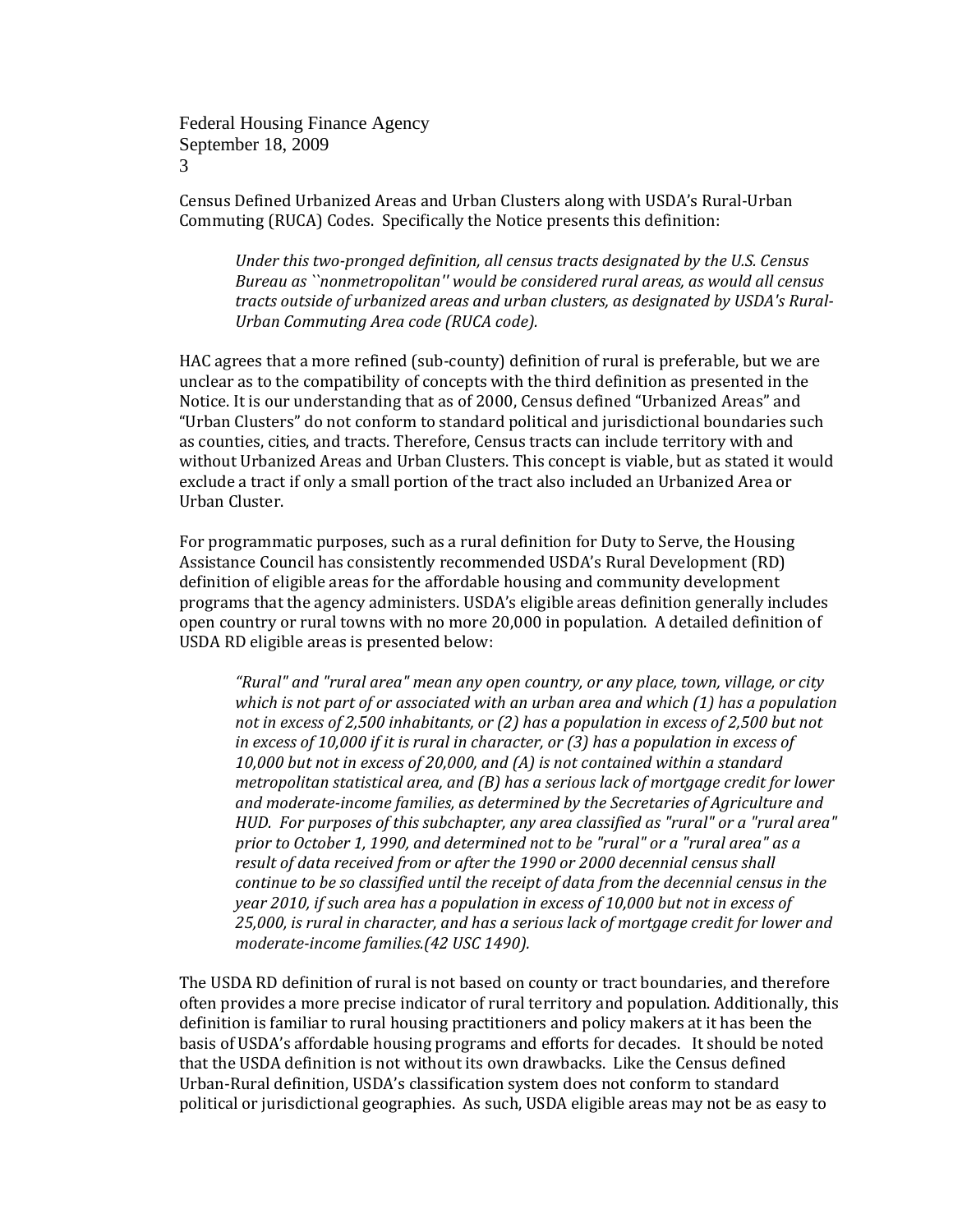Census Defined Urbanized Areas and Urban Clusters along with USDA's Rural-Urban Commuting (RUCA) Codes. Specifically the Notice presents this definition:

> *Under this two-pronged definition, all census tracts designated by the U.S. Census Bureau as ``nonmetropolitan'' would be considered rural areas, as would all census tracts outside of urbanized areas and urban clusters, as designated by USDA's Rural-Urban Commuting Area code (RUCA code).*

HAC agrees that a more refined (sub-county) definition of rural is preferable, but we are unclear as to the compatibility of concepts with the third definition as presented in the Notice. It is our understanding that as of 2000, Census defined "Urbanized Areas" and "Urban Clusters" do not conform to standard political and jurisdictional boundaries such as counties, cities, and tracts. Therefore, Census tracts can include territory with and without Urbanized Areas and Urban Clusters. This concept is viable, but as stated it would exclude a tract if only a small portion of the tract also included an Urbanized Area or Urban Cluster.

For programmatic purposes, such as a rural definition for Duty to Serve, the Housing Assistance Council has consistently recommended USDA's Rural Development (RD) definition of eligible areas for the affordable housing and community development programs that the agency administers. USDA's eligible areas definition generally includes open country or rural towns with no more 20,000 in population. A detailed definition of USDA RD eligible areas is presented below:

> *"Rural" and "rural area" mean any open country, or any place, town, village, or city which is not part of or associated with an urban area and which (1) has a population not in excess of 2,500 inhabitants, or (2) has a population in excess of 2,500 but not in excess of 10,000 if it is rural in character, or (3) has a population in excess of 10,000 but not in excess of 20,000, and (A) is not contained within a standard metropolitan statistical area, and (B) has a serious lack of mortgage credit for lower and moderate-income families, as determined by the Secretaries of Agriculture and HUD. For purposes of this subchapter, any area classified as "rural" or a "rural area" prior to October 1, 1990, and determined not to be "rural" or a "rural area" as a result of data received from or after the 1990 or 2000 decennial census shall continue to be so classified until the receipt of data from the decennial census in the year 2010, if such area has a population in excess of 10,000 but not in excess of 25,000, is rural in character, and has a serious lack of mortgage credit for lower and moderate-income families.(42 USC 1490).*

The USDA RD definition of rural is not based on county or tract boundaries, and therefore often provides a more precise indicator of rural territory and population. Additionally, this definition is familiar to rural housing practitioners and policy makers at it has been the basis of USDA's affordable housing programs and efforts for decades. It should be noted that the USDA definition is not without its own drawbacks. Like the Census defined Urban-Rural definition, USDA's classification system does not conform to standard political or jurisdictional geographies. As such, USDA eligible areas may not be as easy to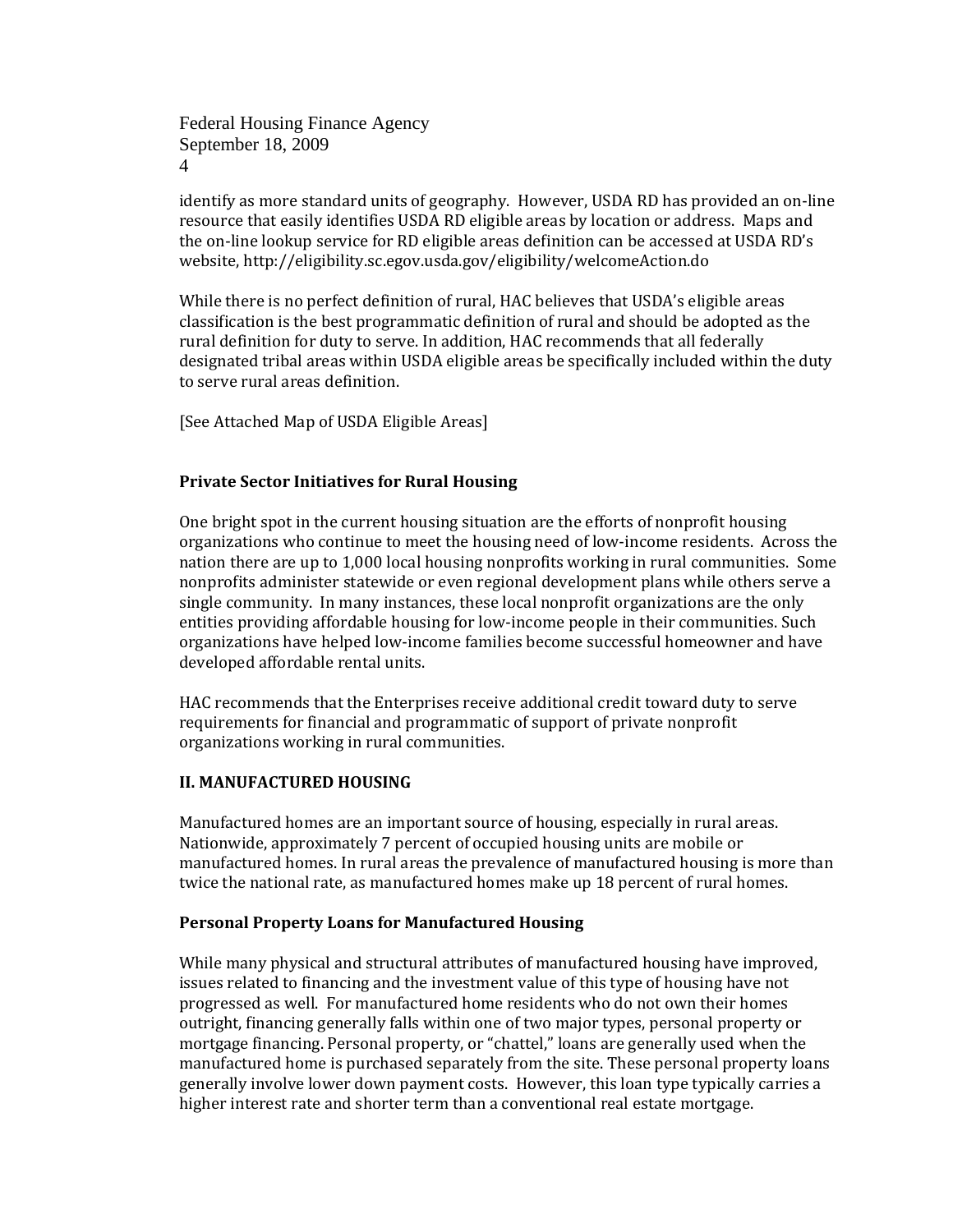identify as more standard units of geography. However, USDA RD has provided an on-line resource that easily identifies USDA RD eligible areas by location or address. Maps and the on-line lookup service for RD eligible areas definition can be accessed at USDA RD's website, http://eligibility.sc.egov.usda.gov/eligibility/welcomeAction.do

While there is no perfect definition of rural, HAC believes that USDA's eligible areas classification is the best programmatic definition of rural and should be adopted as the rural definition for duty to serve. In addition, HAC recommends that all federally designated tribal areas within USDA eligible areas be specifically included within the duty to serve rural areas definition.

[See Attached Map of USDA Eligible Areas]

### Private Sector Initiatives for Rural Housing

One bright spot in the current housing situation are the efforts of nonprofit housing organizations who continue to meet the housing need of low-income residents. Across the nation there are up to 1,000 local housing nonprofits working in rural communities. Some nonprofits administer statewide or even regional development plans while others serve a single community. In many instances, these local nonprofit organizations are the only entities providing affordable housing for low-income people in their communities. Such organizations have helped low-income families become successful homeowner and have developed affordable rental units.

HAC recommends that the Enterprises receive additional credit toward duty to serve requirements for financial and programmatic of support of private nonprofit organizations working in rural communities.

## II. MANUFACTURED HOUSING

Manufactured homes are an important source of housing, especially in rural areas. Nationwide, approximately 7 percent of occupied housing units are mobile or manufactured homes. In rural areas the prevalence of manufactured housing is more than twice the national rate, as manufactured homes make up 18 percent of rural homes.

### Personal Property Loans for Manufactured Housing

While many physical and structural attributes of manufactured housing have improved, issues related to financing and the investment value of this type of housing have not progressed as well. For manufactured home residents who do not own their homes outright, financing generally falls within one of two major types, personal property or mortgage financing. Personal property, or "chattel," loans are generally used when the manufactured home is purchased separately from the site. These personal property loans generally involve lower down payment costs. However, this loan type typically carries a higher interest rate and shorter term than a conventional real estate mortgage.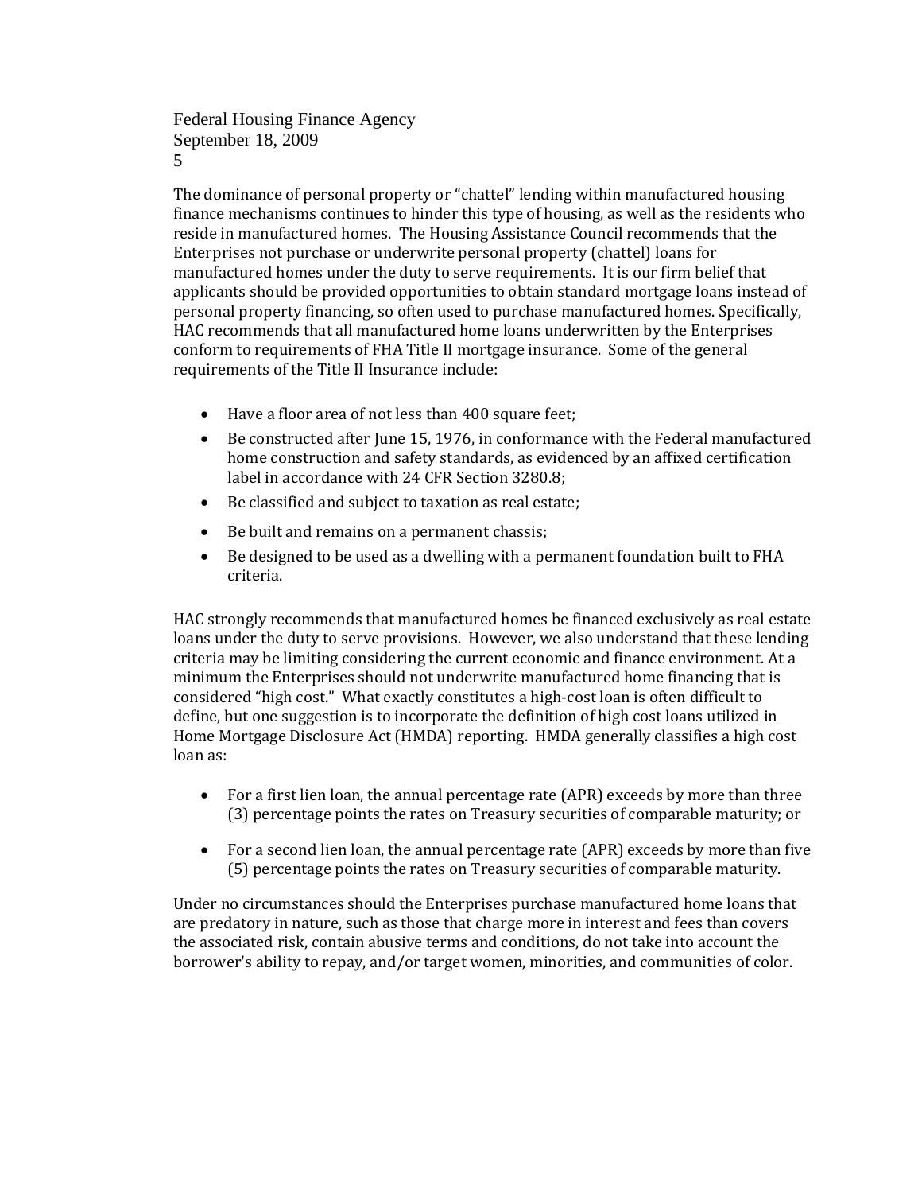The dominance of personal property or "chattel" lending within manufactured housing finance mechanisms continues to hinder this type of housing, as well as the residents who reside in manufactured homes. The Housing Assistance Council recommends that the Enterprises not purchase or underwrite personal property (chattel) loans for manufactured homes under the duty to serve requirements. It is our firm belief that applicants should be provided opportunities to obtain standard mortgage loans instead of personal property financing, so often used to purchase manufactured homes. Specifically, HAC recommends that all manufactured home loans underwritten by the Enterprises conform to requirements of FHA Title II mortgage insurance. Some of the general requirements of the Title II Insurance include:

- Have a floor area of not less than 400 square feet;
- Be constructed after June 15, 1976, in conformance with the Federal manufactured home construction and safety standards, as evidenced by an affixed certification label in accordance with 24 CFR Section 3280.8;
- Be classified and subject to taxation as real estate;
- Be built and remains on a permanent chassis;
- Be designed to be used as a dwelling with a permanent foundation built to FHA criteria.

HAC strongly recommends that manufactured homes be financed exclusively as real estate loans under the duty to serve provisions. However, we also understand that these lending criteria may be limiting considering the current economic and finance environment. At a minimum the Enterprises should not underwrite manufactured home financing that is considered "high cost." What exactly constitutes a high-cost loan is often difficult to define, but one suggestion is to incorporate the definition of high cost loans utilized in Home Mortgage Disclosure Act (HMDA) reporting. HMDA generally classifies a high cost loan as:

- For a first lien loan, the annual percentage rate (APR) exceeds by more than three (3) percentage points the rates on Treasury securities of comparable maturity; or
- For a second lien loan, the annual percentage rate (APR) exceeds by more than five (5) percentage points the rates on Treasury securities of comparable maturity.

Under no circumstances should the Enterprises purchase manufactured home loans that are predatory in nature, such as those that charge more in interest and fees than covers the associated risk, contain abusive terms and conditions, do not take into account the borrower's ability to repay, and/or target women, minorities, and communities of color.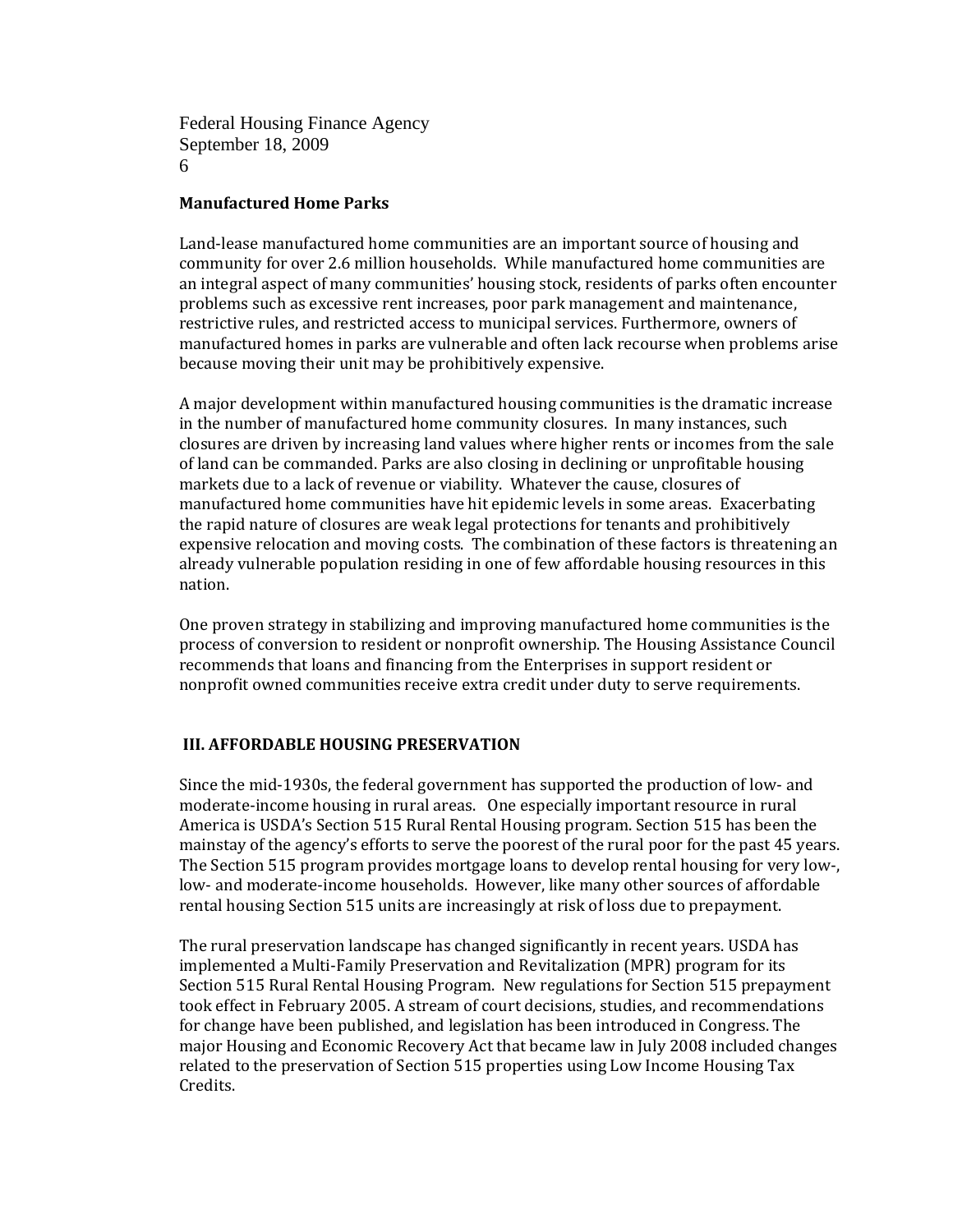**Manufactured Home Parks**

Land-lease manufactured home communities are an important source of housing and community for over 2.6 million households. While manufactured home communities are an integral aspect of many communities' housing stock, residents of parks often encounter problems such as excessive rent increases, poor park management and maintenance, restrictive rules, and restricted access to municipal services. Furthermore, owners of manufactured homes in parks are vulnerable and often lack recourse when problems arise because moving their unit may be prohibitively expensive.

A major development within manufactured housing communities is the dramatic increase in the number of manufactured home community closures. In many instances, such closures are driven by increasing land values where higher rents or incomes from the sale of land can be commanded. Parks are also closing in declining or unprofitable housing markets due to a lack of revenue or viability. Whatever the cause, closures of manufactured home communities have hit epidemic levels in some areas. Exacerbating the rapid nature of closures are weak legal protections for tenants and prohibitively expensive relocation and moving costs. The combination of these factors is threatening an already vulnerable population residing in one of few affordable housing resources in this nation.

One proven strategy in stabilizing and improving manufactured home communities is the process of conversion to resident or nonprofit ownership. The Housing Assistance Council recommends that loans and financing from the Enterprises in support resident or nonprofit owned communities receive extra credit under duty to serve requirements.

## III. AFFORDABLE HOUSING PRESERVATION

Since the mid-1930s, the federal government has supported the production of low- and moderate-income housing in rural areas. One especially important resource in rural America is USDA's Section 515 Rural Rental Housing program. Section 515 has been the mainstay of the agency's efforts to serve the poorest of the rural poor for the past 45 years. The Section 515 program provides mortgage loans to develop rental housing for very low-, low- and moderate-income households. However, like many other sources of affordable rental housing Section 515 units are increasingly at risk of loss due to prepayment.

The rural preservation landscape has changed significantly in recent years. USDA has implemented a Multi-Family Preservation and Revitalization (MPR) program for its Section 515 Rural Rental Housing Program. New regulations for Section 515 prepayment took effect in February 2005. A stream of court decisions, studies, and recommendations for change have been published, and legislation has been introduced in Congress. The major Housing and Economic Recovery Act that became law in July 2008 included changes related to the preservation of Section 515 properties using Low Income Housing Tax Credits.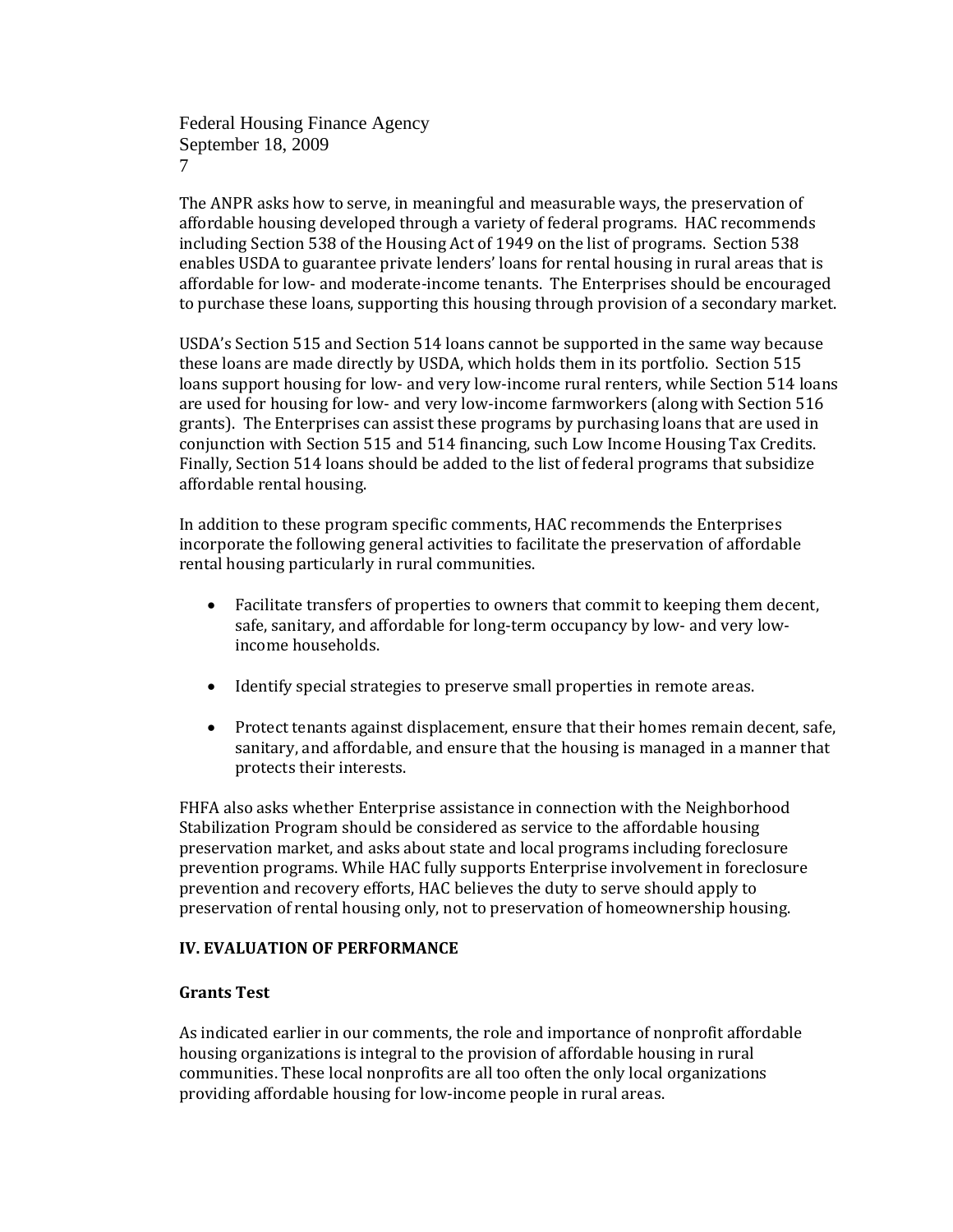The ANPR asks how to serve, in meaningful and measurable ways, the preservation of affordable housing developed through a variety of federal programs. HAC recommends including Section 538 of the Housing Act of 1949 on the list of programs. Section 538 enables USDA to guarantee private lenders' loans for rental housing in rural areas that is affordable for low- and moderate-income tenants. The Enterprises should be encouraged to purchase these loans, supporting this housing through provision of a secondary market.

USDA's Section 515 and Section 514 loans cannot be supported in the same way because these loans are made directly by USDA, which holds them in its portfolio. Section 515 loans support housing for low- and very low-income rural renters, while Section 514 loans are used for housing for low- and very low-income farmworkers (along with Section 516 grants). The Enterprises can assist these programs by purchasing loans that are used in conjunction with Section 515 and 514 financing, such Low Income Housing Tax Credits. Finally, Section 514 loans should be added to the list of federal programs that subsidize affordable rental housing.

In addition to these program specific comments, HAC recommends the Enterprises incorporate the following general activities to facilitate the preservation of affordable rental housing particularly in rural communities.

- Facilitate transfers of properties to owners that commit to keeping them decent, safe, sanitary, and affordable for long-term occupancy by low- and very low-income households.
- Identify special strategies to preserve small properties in remote areas.
- Protect tenants against displacement, ensure that their homes remain decent, safe, sanitary, and affordable, and ensure that the housing is managed in a manner that protects their interests.

FHFA also asks whether Enterprise assistance in connection with the Neighborhood Stabilization Program should be considered as service to the affordable housing preservation market, and asks about state and local programs including foreclosure prevention programs. While HAC fully supports Enterprise involvement in foreclosure prevention and recovery efforts, HAC believes the duty to serve should apply to preservation of rental housing only, not to preservation of homeownership housing.

## IV. EVALUATION OF PERFORMANCE

### Grants Test

As indicated earlier in our comments, the role and importance of nonprofit affordable housing organizations is integral to the provision of affordable housing in rural communities. These local nonprofits are all too often the only local organizations providing affordable housing for low-income people in rural areas.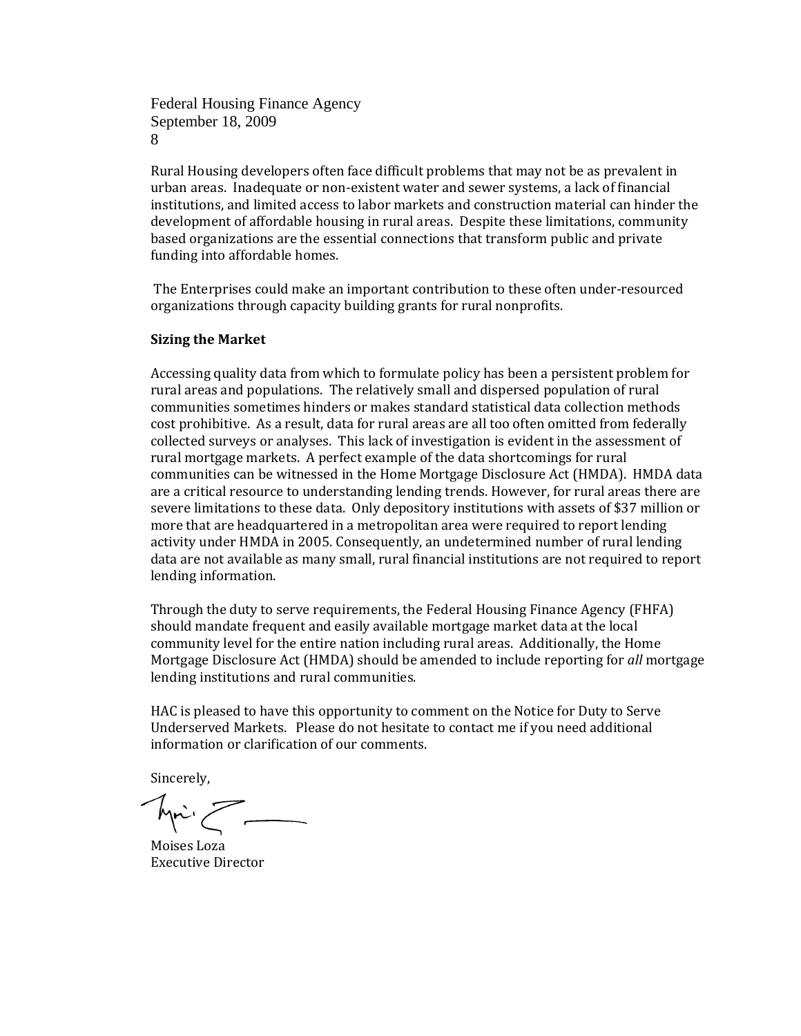Rural Housing developers often face difficult problems that may not be as prevalent in urban areas. Inadequate or non-existent water and sewer systems, a lack of financial institutions, and limited access to labor markets and construction material can hinder the development of affordable housing in rural areas. Despite these limitations, community based organizations are the essential connections that transform public and private funding into affordable homes.

The Enterprises could make an important contribution to these often under-resourced organizations through capacity building grants for rural nonprofits.

**Sizing the Market**

Accessing quality data from which to formulate policy has been a persistent problem for rural areas and populations. The relatively small and dispersed population of rural communities sometimes hinders or makes standard statistical data collection methods cost prohibitive. As a result, data for rural areas are all too often omitted from federally collected surveys or analyses. This lack of investigation is evident in the assessment of rural mortgage markets. A perfect example of the data shortcomings for rural communities can be witnessed in the Home Mortgage Disclosure Act (HMDA). HMDA data are a critical resource to understanding lending trends. However, for rural areas there are severe limitations to these data. Only depository institutions with assets of $37 million or more that are headquartered in a metropolitan area were required to report lending activity under HMDA in 2005. Consequently, an undetermined number of rural lending data are not available as many small, rural financial institutions are not required to report lending information.

Through the duty to serve requirements, the Federal Housing Finance Agency (FHFA) should mandate frequent and easily available mortgage market data at the local community level for the entire nation including rural areas. Additionally, the Home Mortgage Disclosure Act (HMDA) should be amended to include reporting for *all* mortgage lending institutions and rural communities.

HAC is pleased to have this opportunity to comment on the Notice for Duty to Serve Underserved Markets. Please do not hesitate to contact me if you need additional information or clarification of our comments.

Sincerely,

Moises Loza
Executive Director